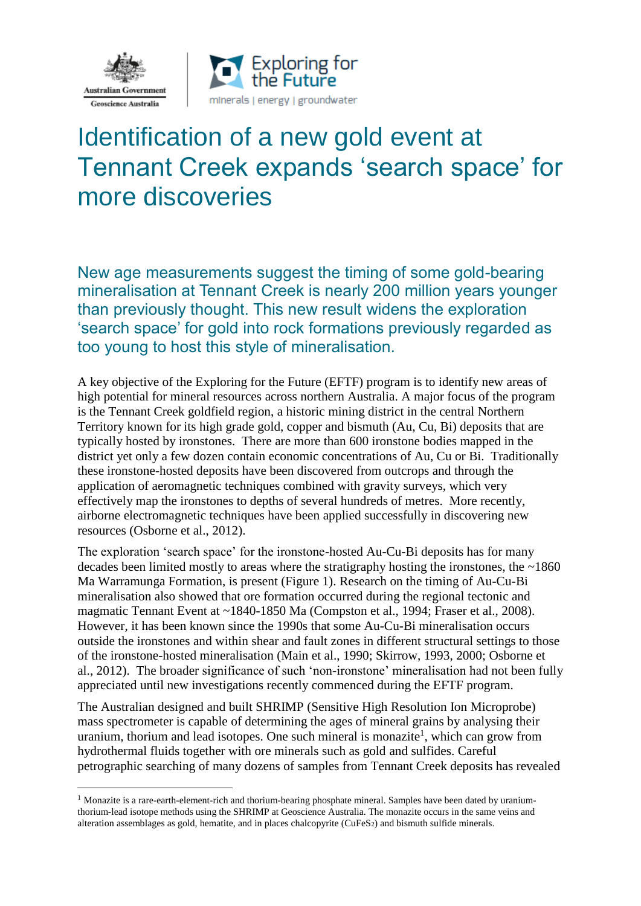# Identification of a new gold event at Tennant Creek expands 'search space' for more discoveries

## New age measurements suggest the timing of some gold-bearing mineralisation at Tennant Creek is nearly 200 million years younger than previously thought. This new result widens the exploration 'search space' for gold into rock formations previously regarded as too young to host this style of mineralisation.

A key objective of the Exploring for the Future (EFTF) program is to identify new areas of high potential for mineral resources across northern Australia. A major focus of the program is the Tennant Creek goldfield region, a historic mining district in the central Northern Territory known for its high grade gold, copper and bismuth (Au, Cu, Bi) deposits that are typically hosted by ironstones. There are more than 600 ironstone bodies mapped in the district yet only a few dozen contain economic concentrations of Au, Cu or Bi. Traditionally these ironstone-hosted deposits have been discovered from outcrops and through the application of aeromagnetic techniques combined with gravity surveys, which very effectively map the ironstones to depths of several hundreds of metres. More recently, airborne electromagnetic techniques have been applied successfully in discovering new resources (Osborne et al., 2012).

The exploration 'search space' for the ironstone-hosted Au-Cu-Bi deposits has for many decades been limited mostly to areas where the stratigraphy hosting the ironstones, the ~1860 Ma Warramunga Formation, is present (Figure 1). Research on the timing of Au-Cu-Bi mineralisation also showed that ore formation occurred during the regional tectonic and magmatic Tennant Event at ~1840-1850 Ma (Compston et al., 1994; Fraser et al., 2008). However, it has been known since the 1990s that some Au-Cu-Bi mineralisation occurs outside the ironstones and within shear and fault zones in different structural settings to those of the ironstone-hosted mineralisation (Main et al., 1990; Skirrow, 1993, 2000; Osborne et al., 2012). The broader significance of such 'non-ironstone' mineralisation had not been fully appreciated until new investigations recently commenced during the EFTF program.

The Australian designed and built SHRIMP (Sensitive High Resolution Ion Microprobe) mass spectrometer is capable of determining the ages of mineral grains by analysing their uranium, thorium and lead isotopes. One such mineral is monazite[1], which can grow from hydrothermal fluids together with ore minerals such as gold and sulfides. Careful petrographic searching of many dozens of samples from Tennant Creek deposits has revealed

[1] Monazite is a rare-earth-element-rich and thorium-bearing phosphate mineral. Samples have been dated by uranium-thorium-lead isotope methods using the SHRIMP at Geoscience Australia. The monazite occurs in the same veins and alteration assemblages as gold, hematite, and in places chalcopyrite ($CuFeS_2$) and bismuth sulfide minerals.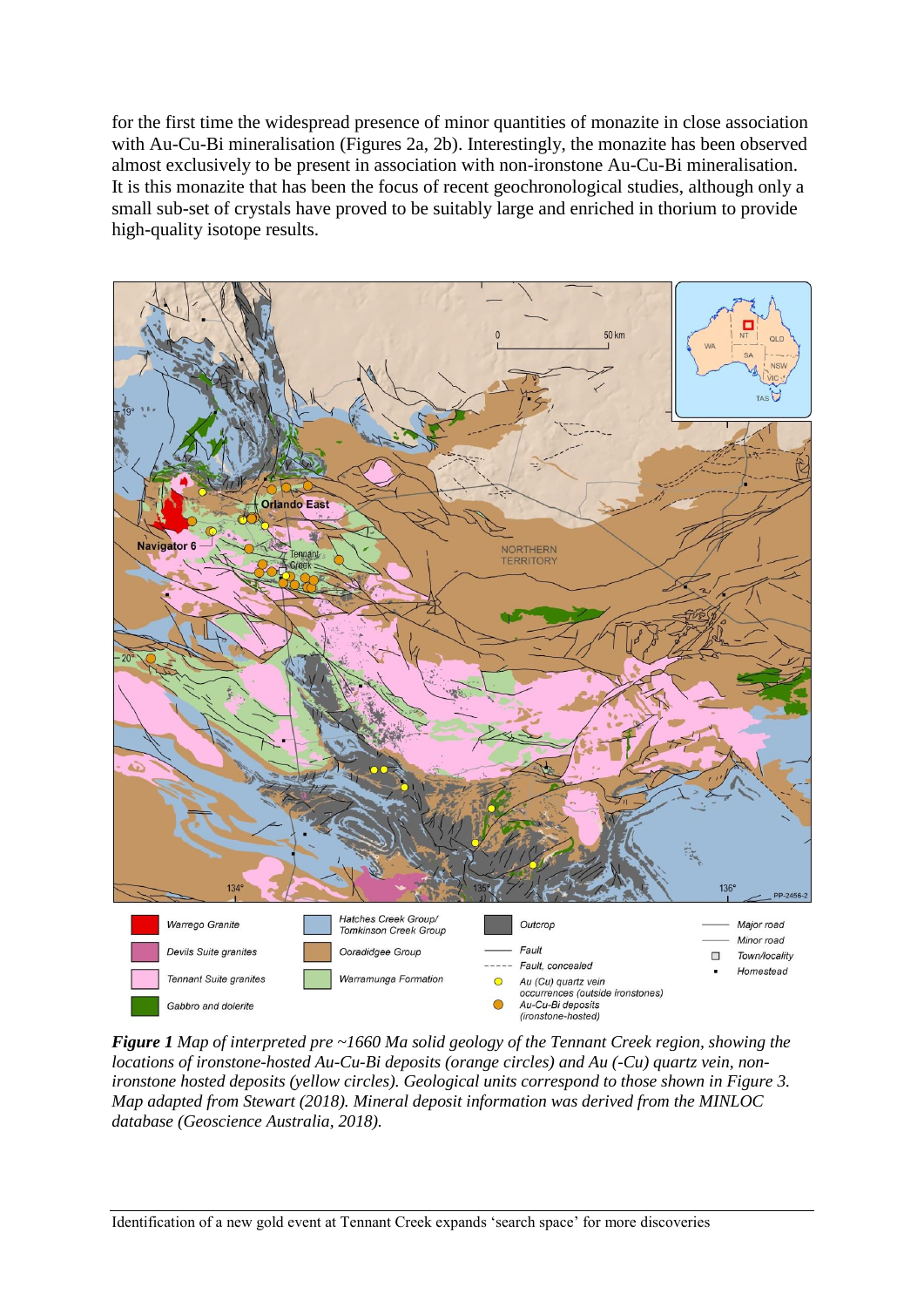for the first time the widespread presence of minor quantities of monazite in close association with Au-Cu-Bi mineralisation (Figures 2a, 2b). Interestingly, the monazite has been observed almost exclusively to be present in association with non-ironstone Au-Cu-Bi mineralisation. It is this monazite that has been the focus of recent geochronological studies, although only a small sub-set of crystals have proved to be suitably large and enriched in thorium to provide high-quality isotope results.

***Figure 1*** *Map of interpreted pre ~1660 Ma solid geology of the Tennant Creek region, showing the locations of ironstone-hosted Au-Cu-Bi deposits (orange circles) and Au (-Cu) quartz vein, non-ironstone hosted deposits (yellow circles). Geological units correspond to those shown in Figure 3. Map adapted from Stewart (2018). Mineral deposit information was derived from the MINLOC database (Geoscience Australia, 2018).*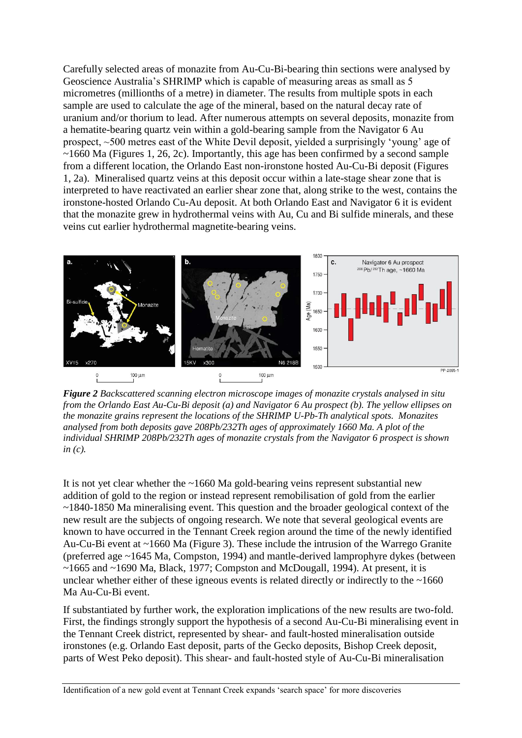Carefully selected areas of monazite from Au-Cu-Bi-bearing thin sections were analysed by Geoscience Australia's SHRIMP which is capable of measuring areas as small as 5 micrometres (millionths of a metre) in diameter. The results from multiple spots in each sample are used to calculate the age of the mineral, based on the natural decay rate of uranium and/or thorium to lead. After numerous attempts on several deposits, monazite from a hematite-bearing quartz vein within a gold-bearing sample from the Navigator 6 Au prospect, ~500 metres east of the White Devil deposit, yielded a surprisingly 'young' age of ~1660 Ma (Figures 1, 26, 2c). Importantly, this age has been confirmed by a second sample from a different location, the Orlando East non-ironstone hosted Au-Cu-Bi deposit (Figures 1, 2a). Mineralised quartz veins at this deposit occur within a late-stage shear zone that is interpreted to have reactivated an earlier shear zone that, along strike to the west, contains the ironstone-hosted Orlando Cu-Au deposit. At both Orlando East and Navigator 6 it is evident that the monazite grew in hydrothermal veins with Au, Cu and Bi sulfide minerals, and these veins cut earlier hydrothermal magnetite-bearing veins.

***Figure 2*** *Backscattered scanning electron microscope images of monazite crystals analysed in situ from the Orlando East Au-Cu-Bi deposit (a) and Navigator 6 Au prospect (b). The yellow ellipses on the monazite grains represent the locations of the SHRIMP U-Pb-Th analytical spots. Monazites analysed from both deposits gave 208Pb/232Th ages of approximately 1660 Ma. A plot of the individual SHRIMP 208Pb/232Th ages of monazite crystals from the Navigator 6 prospect is shown in (c).*

It is not yet clear whether the ~1660 Ma gold-bearing veins represent substantial new addition of gold to the region or instead represent remobilisation of gold from the earlier ~1840-1850 Ma mineralising event. This question and the broader geological context of the new result are the subjects of ongoing research. We note that several geological events are known to have occurred in the Tennant Creek region around the time of the newly identified Au-Cu-Bi event at ~1660 Ma (Figure 3). These include the intrusion of the Warrego Granite (preferred age ~1645 Ma, Compston, 1994) and mantle-derived lamprophyre dykes (between ~1665 and ~1690 Ma, Black, 1977; Compston and McDougall, 1994). At present, it is unclear whether either of these igneous events is related directly or indirectly to the ~1660 Ma Au-Cu-Bi event.

If substantiated by further work, the exploration implications of the new results are two-fold. First, the findings strongly support the hypothesis of a second Au-Cu-Bi mineralising event in the Tennant Creek district, represented by shear- and fault-hosted mineralisation outside ironstones (e.g. Orlando East deposit, parts of the Gecko deposits, Bishop Creek deposit, parts of West Peko deposit). This shear- and fault-hosted style of Au-Cu-Bi mineralisation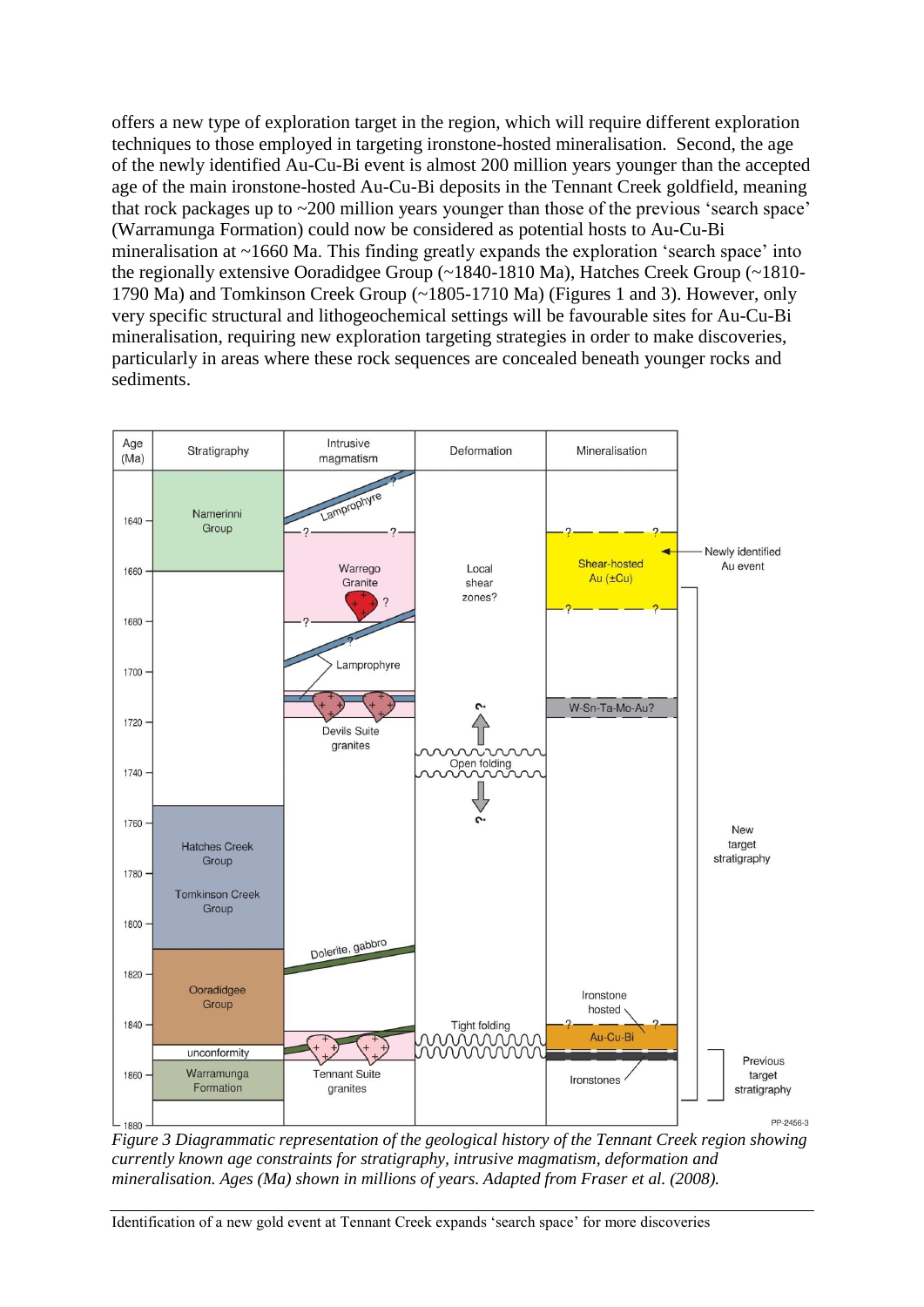offers a new type of exploration target in the region, which will require different exploration techniques to those employed in targeting ironstone-hosted mineralisation. Second, the age of the newly identified Au-Cu-Bi event is almost 200 million years younger than the accepted age of the main ironstone-hosted Au-Cu-Bi deposits in the Tennant Creek goldfield, meaning that rock packages up to ~200 million years younger than those of the previous 'search space' (Warramunga Formation) could now be considered as potential hosts to Au-Cu-Bi mineralisation at ~1660 Ma. This finding greatly expands the exploration 'search space' into the regionally extensive Ooradidgee Group (~1840-1810 Ma), Hatches Creek Group (~1810-1790 Ma) and Tomkinson Creek Group (~1805-1710 Ma) (Figures 1 and 3). However, only very specific structural and lithogeochemical settings will be favourable sites for Au-Cu-Bi mineralisation, requiring new exploration targeting strategies in order to make discoveries, particularly in areas where these rock sequences are concealed beneath younger rocks and sediments.

*Figure 3 Diagrammatic representation of the geological history of the Tennant Creek region showing currently known age constraints for stratigraphy, intrusive magmatism, deformation and mineralisation. Ages (Ma) shown in millions of years. Adapted from Fraser et al. (2008).*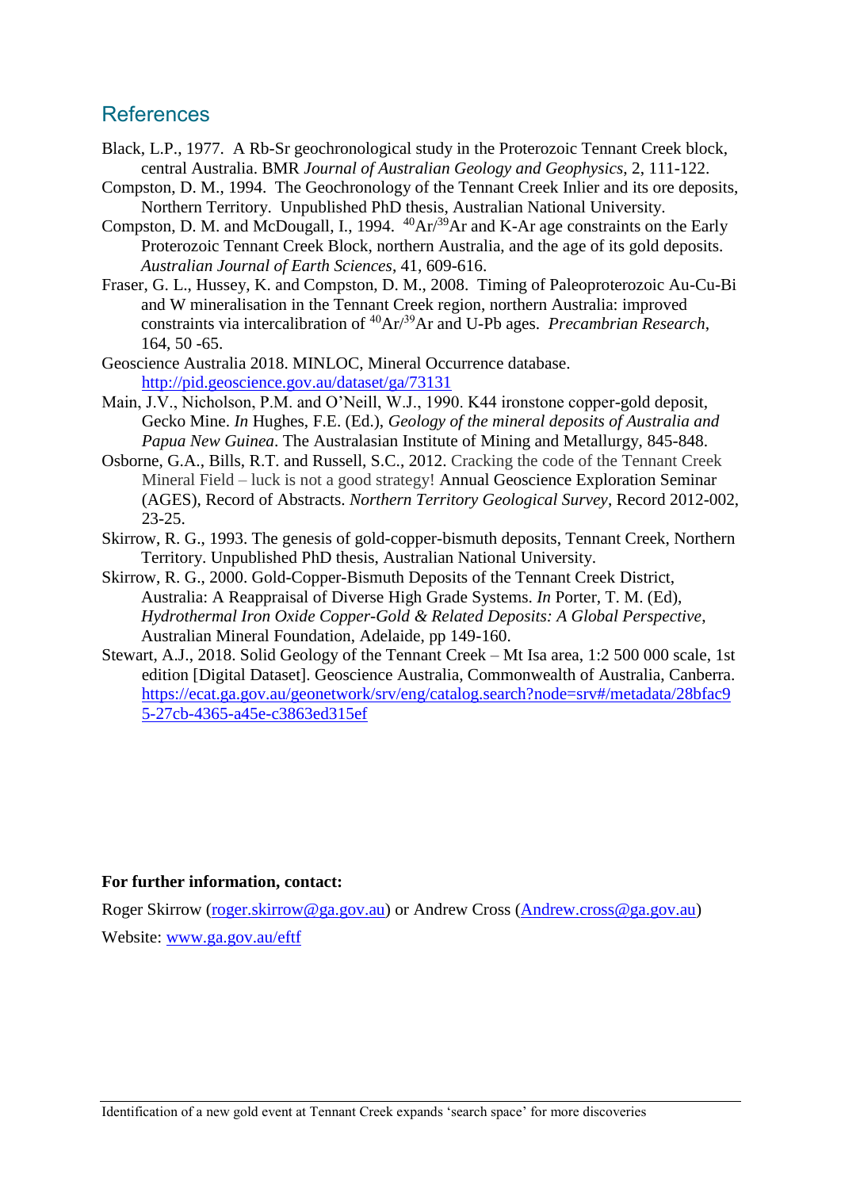## References

Black, L.P., 1977. A Rb-Sr geochronological study in the Proterozoic Tennant Creek block, central Australia. BMR *Journal of Australian Geology and Geophysics*, 2, 111-122.

Compston, D. M., 1994. The Geochronology of the Tennant Creek Inlier and its ore deposits, Northern Territory. Unpublished PhD thesis, Australian National University.

Compston, D. M. and McDougall, I., 1994. $^{40}Ar/^{39}Ar$ and K-Ar age constraints on the Early Proterozoic Tennant Creek Block, northern Australia, and the age of its gold deposits. *Australian Journal of Earth Sciences*, 41, 609-616.

Fraser, G. L., Hussey, K. and Compston, D. M., 2008. Timing of Paleoproterozoic Au-Cu-Bi and W mineralisation in the Tennant Creek region, northern Australia: improved constraints via intercalibration of $^{40}Ar/^{39}Ar$ and U-Pb ages. *Precambrian Research*, 164, 50 -65.

Geoscience Australia 2018. MINLOC, Mineral Occurrence database. http://pid.geoscience.gov.au/dataset/ga/73131

Main, J.V., Nicholson, P.M. and O'Neill, W.J., 1990. K44 ironstone copper-gold deposit, Gecko Mine. *In* Hughes, F.E. (Ed.), *Geology of the mineral deposits of Australia and Papua New Guinea*. The Australasian Institute of Mining and Metallurgy, 845-848.

Osborne, G.A., Bills, R.T. and Russell, S.C., 2012. Cracking the code of the Tennant Creek Mineral Field – luck is not a good strategy! Annual Geoscience Exploration Seminar (AGES), Record of Abstracts. *Northern Territory Geological Survey*, Record 2012-002, 23-25.

Skirrow, R. G., 1993. The genesis of gold-copper-bismuth deposits, Tennant Creek, Northern Territory. Unpublished PhD thesis, Australian National University.

Skirrow, R. G., 2000. Gold-Copper-Bismuth Deposits of the Tennant Creek District, Australia: A Reappraisal of Diverse High Grade Systems. *In* Porter, T. M. (Ed), *Hydrothermal Iron Oxide Copper-Gold & Related Deposits: A Global Perspective*, Australian Mineral Foundation, Adelaide, pp 149-160.

Stewart, A.J., 2018. Solid Geology of the Tennant Creek – Mt Isa area, 1:2 500 000 scale, 1st edition [Digital Dataset]. Geoscience Australia, Commonwealth of Australia, Canberra. https://ecat.ga.gov.au/geonetwork/srv/eng/catalog.search?node=srv#/metadata/28bfac95-27cb-4365-a45e-c3863ed315ef

**For further information, contact:**

Roger Skirrow (roger.skirrow@ga.gov.au) or Andrew Cross (Andrew.cross@ga.gov.au)

Website: www.ga.gov.au/eftf